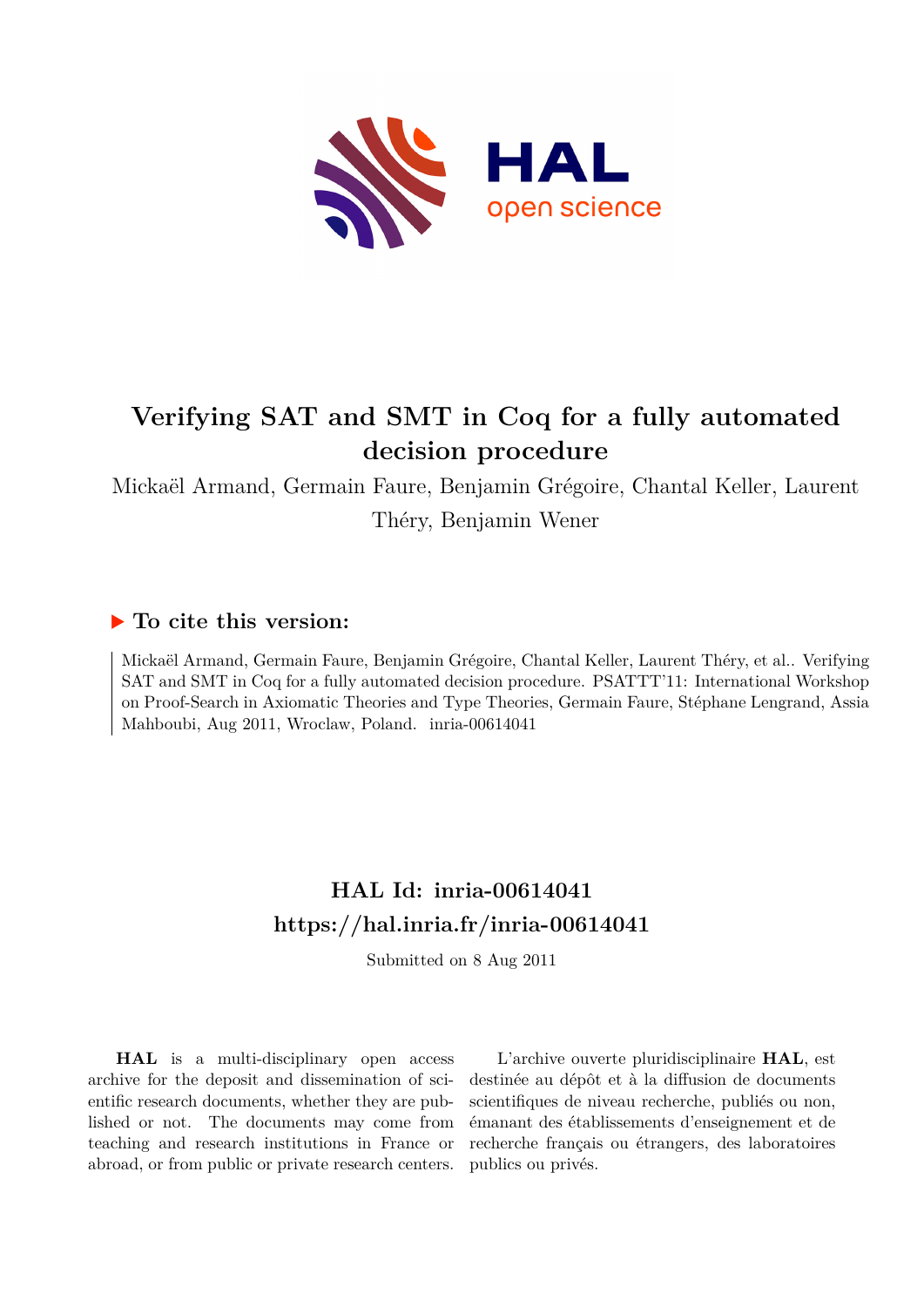# Verifying SAT and SMT in Coq for a fully automated decision procedure

Mickaël Armand, Germain Faure, Benjamin Grégoire, Chantal Keller, Laurent Théry, Benjamin Wener

## ▶ To cite this version:

Mickaël Armand, Germain Faure, Benjamin Grégoire, Chantal Keller, Laurent Théry, et al.. Verifying SAT and SMT in Coq for a fully automated decision procedure. PSATTT'11: International Workshop on Proof-Search in Axiomatic Theories and Type Theories, Germain Faure, Stéphane Lengrand, Assia Mahboubi, Aug 2011, Wroclaw, Poland. inria-00614041

## HAL Id: inria-00614041
## https://hal.inria.fr/inria-00614041

Submitted on 8 Aug 2011

**HAL** is a multi-disciplinary open access archive for the deposit and dissemination of scientific research documents, whether they are published or not. The documents may come from teaching and research institutions in France or abroad, or from public or private research centers.

L'archive ouverte pluridisciplinaire **HAL**, est destinée au dépôt et à la diffusion de documents scientifiques de niveau recherche, publiés ou non, émanant des établissements d'enseignement et de recherche français ou étrangers, des laboratoires publics ou privés.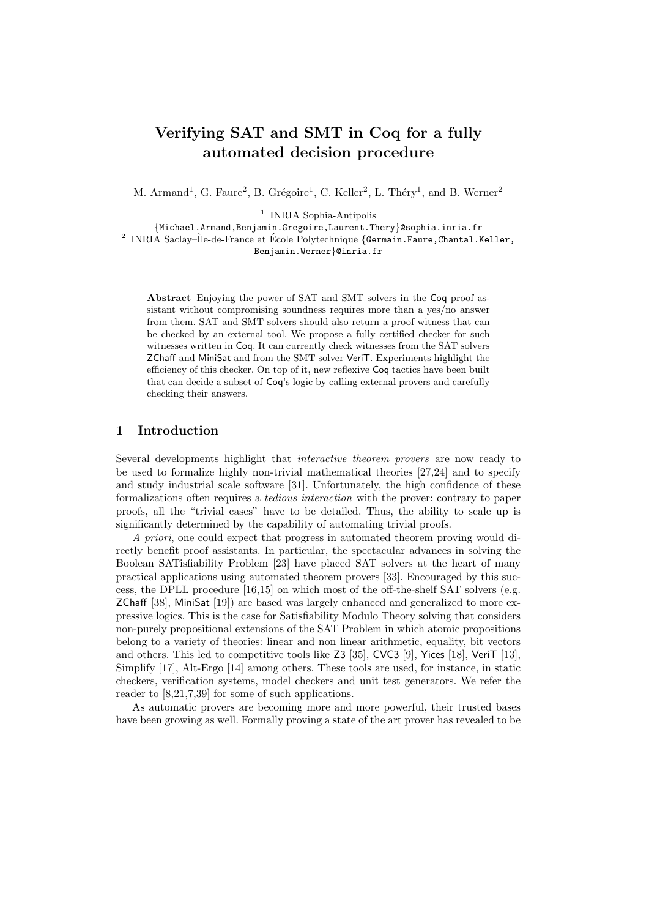# Verifying SAT and SMT in Coq for a fully automated decision procedure

M. Armand[1], G. Faure[2], B. Grégoire[1], C. Keller[2], L. Théry[1], and B. Werner[2]

[1] INRIA Sophia-Antipolis
{Michael.Armand,Benjamin.Gregoire,Laurent.Thery}@sophia.inria.fr
[2] INRIA Saclay–Île-de-France at École Polytechnique {Germain.Faure,Chantal.Keller, Benjamin.Werner}@inria.fr

**Abstract** Enjoying the power of SAT and SMT solvers in the Coq proof assistant without compromising soundness requires more than a yes/no answer from them. SAT and SMT solvers should also return a proof witness that can be checked by an external tool. We propose a fully certified checker for such witnesses written in Coq. It can currently check witnesses from the SAT solvers ZChaff and MiniSat and from the SMT solver VeriT. Experiments highlight the efficiency of this checker. On top of it, new reflexive Coq tactics have been built that can decide a subset of Coq's logic by calling external provers and carefully checking their answers.

## 1 Introduction

Several developments highlight that *interactive theorem provers* are now ready to be used to formalize highly non-trivial mathematical theories [27,24] and to specify and study industrial scale software [31]. Unfortunately, the high confidence of these formalizations often requires a *tedious interaction* with the prover: contrary to paper proofs, all the "trivial cases" have to be detailed. Thus, the ability to scale up is significantly determined by the capability of automating trivial proofs.

*A priori*, one could expect that progress in automated theorem proving would directly benefit proof assistants. In particular, the spectacular advances in solving the Boolean SATisfiability Problem [23] have placed SAT solvers at the heart of many practical applications using automated theorem provers [33]. Encouraged by this success, the DPLL procedure [16,15] on which most of the off-the-shelf SAT solvers (e.g. ZChaff [38], MiniSat [19]) are based was largely enhanced and generalized to more expressive logics. This is the case for Satisfiability Modulo Theory solving that considers non-purely propositional extensions of the SAT Problem in which atomic propositions belong to a variety of theories: linear and non linear arithmetic, equality, bit vectors and others. This led to competitive tools like Z3 [35], CVC3 [9], Yices [18], VeriT [13], Simplify [17], Alt-Ergo [14] among others. These tools are used, for instance, in static checkers, verification systems, model checkers and unit test generators. We refer the reader to [8,21,7,39] for some of such applications.

As automatic provers are becoming more and more powerful, their trusted bases have been growing as well. Formally proving a state of the art prover has revealed to be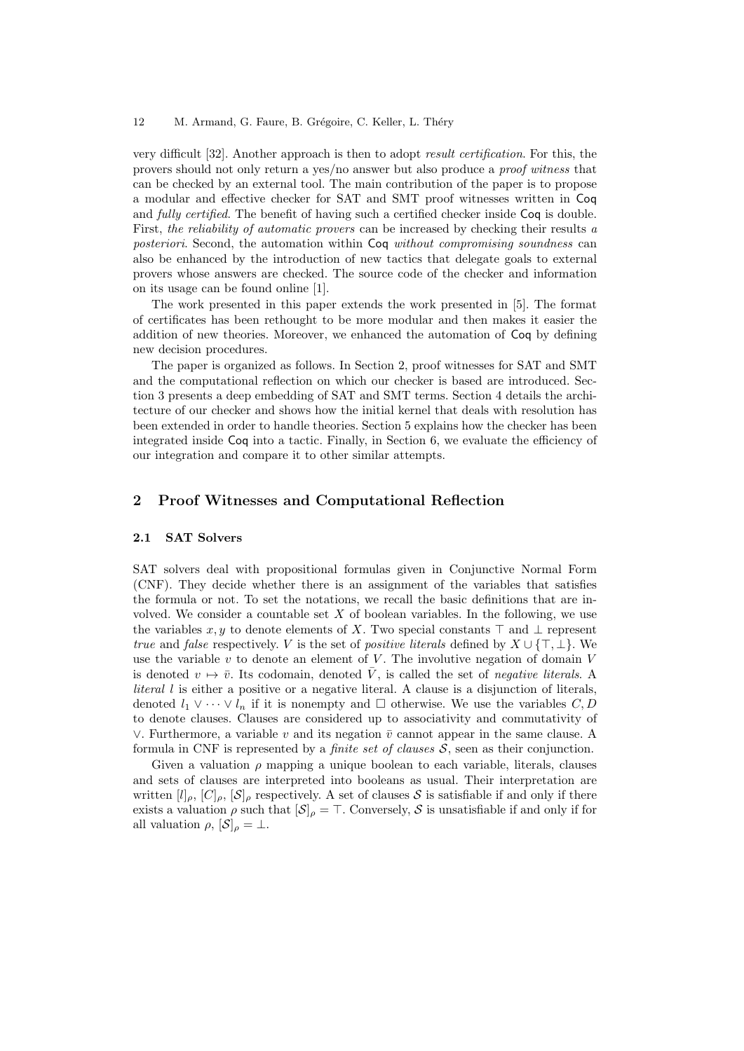very difficult [32]. Another approach is then to adopt *result certification*. For this, the provers should not only return a yes/no answer but also produce a *proof witness* that can be checked by an external tool. The main contribution of the paper is to propose a modular and effective checker for SAT and SMT proof witnesses written in Coq and *fully certified*. The benefit of having such a certified checker inside Coq is double. First, *the reliability of automatic provers* can be increased by checking their results *a posteriori*. Second, the automation within Coq *without compromising soundness* can also be enhanced by the introduction of new tactics that delegate goals to external provers whose answers are checked. The source code of the checker and information on its usage can be found online [1].

The work presented in this paper extends the work presented in [5]. The format of certificates has been rethought to be more modular and then makes it easier the addition of new theories. Moreover, we enhanced the automation of Coq by defining new decision procedures.

The paper is organized as follows. In Section 2, proof witnesses for SAT and SMT and the computational reflection on which our checker is based are introduced. Section 3 presents a deep embedding of SAT and SMT terms. Section 4 details the architecture of our checker and shows how the initial kernel that deals with resolution has been extended in order to handle theories. Section 5 explains how the checker has been integrated inside Coq into a tactic. Finally, in Section 6, we evaluate the efficiency of our integration and compare it to other similar attempts.

## 2 Proof Witnesses and Computational Reflection

### 2.1 SAT Solvers

SAT solvers deal with propositional formulas given in Conjunctive Normal Form (CNF). They decide whether there is an assignment of the variables that satisfies the formula or not. To set the notations, we recall the basic definitions that are involved. We consider a countable set $X$ of boolean variables. In the following, we use the variables $x, y$ to denote elements of $X$. Two special constants $\top$ and $\bot$ represent *true* and *false* respectively. $V$ is the set of *positive literals* defined by $X \cup \{\top, \bot\}$. We use the variable $v$ to denote an element of $V$. The involutive negation of domain $V$ is denoted $v \mapsto \bar{v}$. Its codomain, denoted $\bar{V}$, is called the set of *negative literals*. A *literal* $l$ is either a positive or a negative literal. A clause is a disjunction of literals, denoted $l_1 \vee \dots \vee l_n$ if it is nonempty and $\Box$ otherwise. We use the variables $C, D$ to denote clauses. Clauses are considered up to associativity and commutativity of $\vee$. Furthermore, a variable $v$ and its negation $\bar{v}$ cannot appear in the same clause. A formula in CNF is represented by a *finite set of clauses* $\mathcal{S}$, seen as their conjunction.

Given a valuation $\rho$ mapping a unique boolean to each variable, literals, clauses and sets of clauses are interpreted into booleans as usual. Their interpretation are written $[l]_\rho$, $[C]_\rho$, $[\mathcal{S}]_\rho$ respectively. A set of clauses $\mathcal{S}$ is satisfiable if and only if there exists a valuation $\rho$ such that $[\mathcal{S}]_\rho = \top$. Conversely, $\mathcal{S}$ is unsatisfiable if and only if for all valuation $\rho$, $[\mathcal{S}]_\rho = \bot$.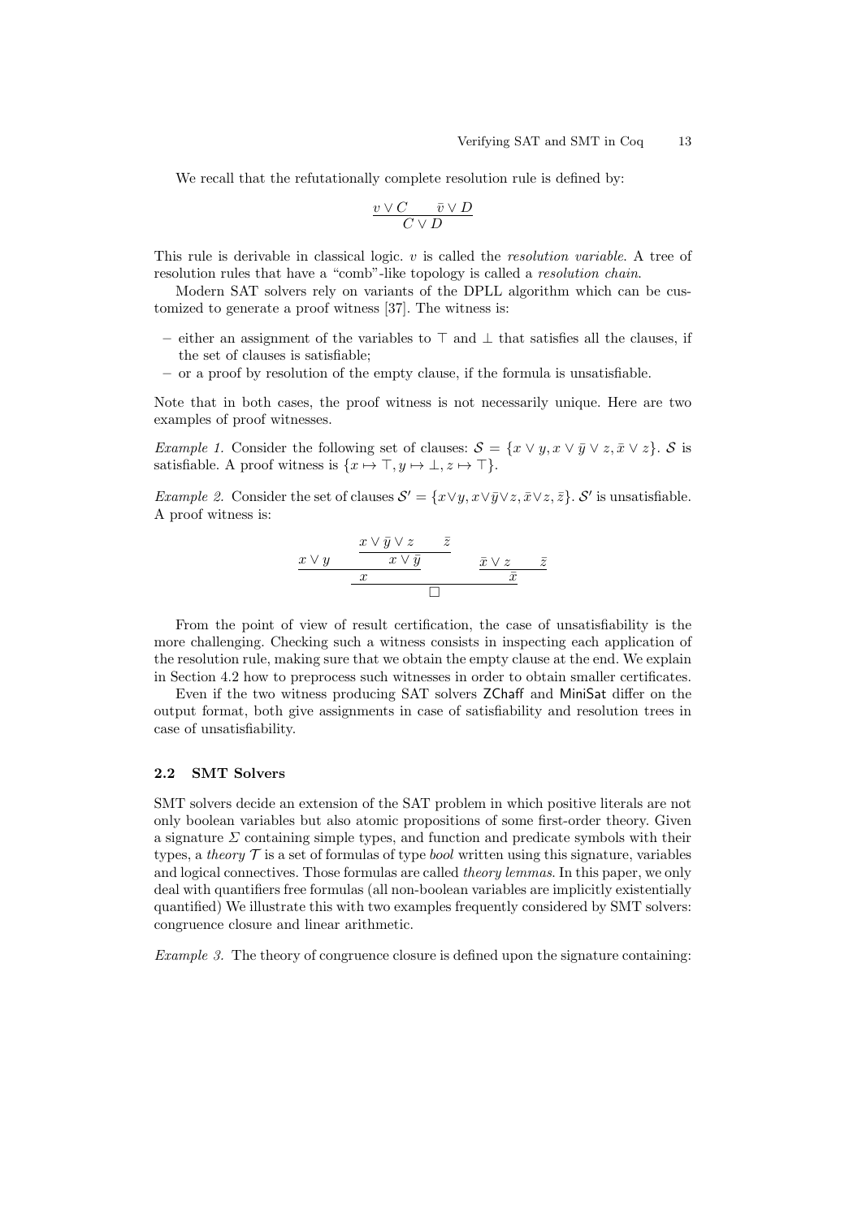We recall that the refutationally complete resolution rule is defined by:

$$\frac{v \vee C \qquad \bar{v} \vee D}{C \vee D}$$

This rule is derivable in classical logic. $v$ is called the *resolution variable*. A tree of resolution rules that have a "comb"-like topology is called a *resolution chain*.

Modern SAT solvers rely on variants of the DPLL algorithm which can be customized to generate a proof witness [37]. The witness is:

- either an assignment of the variables to $\top$ and $\bot$ that satisfies all the clauses, if the set of clauses is satisfiable;
- or a proof by resolution of the empty clause, if the formula is unsatisfiable.

Note that in both cases, the proof witness is not necessarily unique. Here are two examples of proof witnesses.

*Example 1.* Consider the following set of clauses: $\mathcal{S} = \{x \vee y, x \vee \bar{y} \vee z, \bar{x} \vee z\}$. $\mathcal{S}$ is satisfiable. A proof witness is $\{x \mapsto \top, y \mapsto \bot, z \mapsto \top\}$.

*Example 2.* Consider the set of clauses $\mathcal{S}' = \{x \vee y, x \vee \bar{y} \vee z, \bar{x} \vee z, \bar{z}\}$. $\mathcal{S}'$ is unsatisfiable. A proof witness is:

$$\cfrac{\cfrac{x \vee y \qquad \cfrac{x \vee \bar{y} \vee z \qquad \bar{z}}{x \vee \bar{y}}}{x} \qquad \cfrac{\bar{x} \vee z \qquad \bar{z}}{\bar{x}}}{\square}$$

From the point of view of result certification, the case of unsatisfiability is the more challenging. Checking such a witness consists in inspecting each application of the resolution rule, making sure that we obtain the empty clause at the end. We explain in Section 4.2 how to preprocess such witnesses in order to obtain smaller certificates.

Even if the two witness producing SAT solvers ZChaff and MiniSat differ on the output format, both give assignments in case of satisfiability and resolution trees in case of unsatisfiability.

### 2.2 SMT Solvers

SMT solvers decide an extension of the SAT problem in which positive literals are not only boolean variables but also atomic propositions of some first-order theory. Given a signature $\Sigma$ containing simple types, and function and predicate symbols with their types, a *theory* $\mathcal{T}$ is a set of formulas of type *bool* written using this signature, variables and logical connectives. Those formulas are called *theory lemmas*. In this paper, we only deal with quantifiers free formulas (all non-boolean variables are implicitly existentially quantified) We illustrate this with two examples frequently considered by SMT solvers: congruence closure and linear arithmetic.

*Example 3.* The theory of congruence closure is defined upon the signature containing: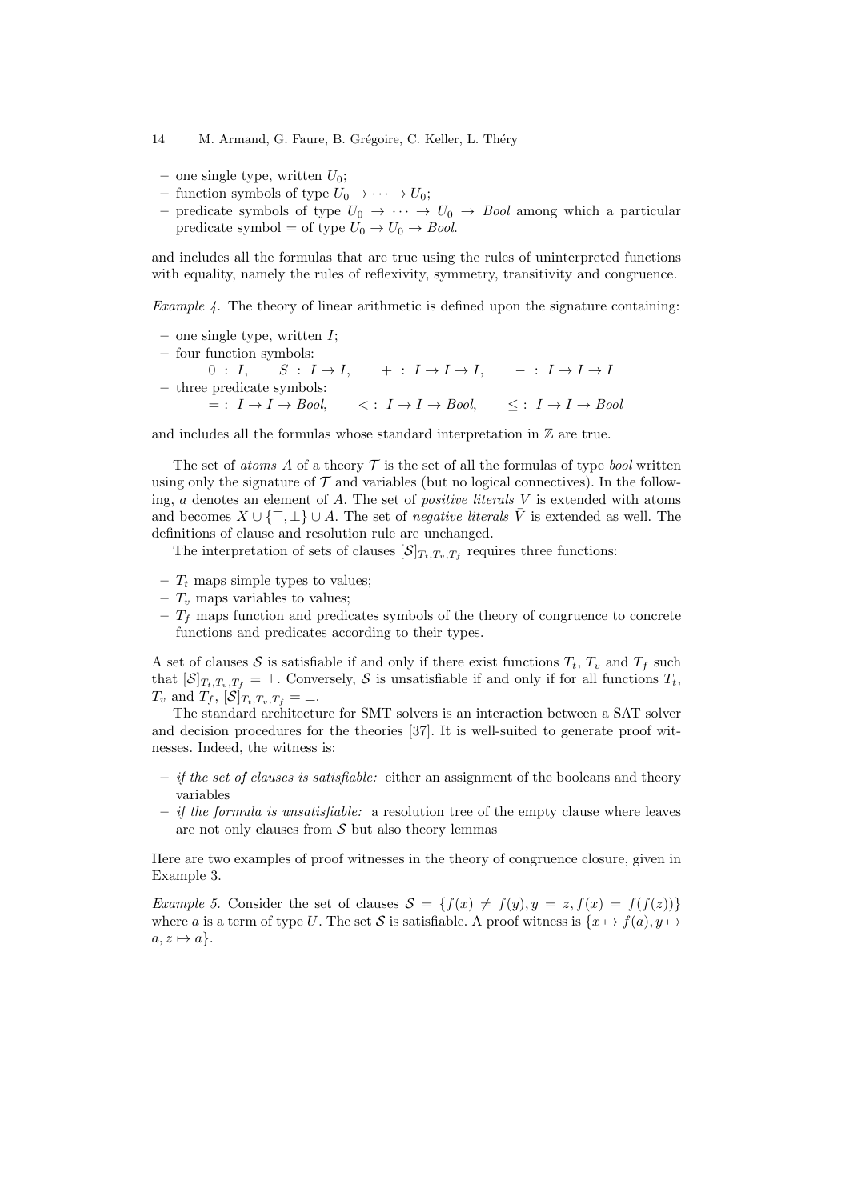- one single type, written $U_0$;
- function symbols of type $U_0 \to \cdots \to U_0$;
- predicate symbols of type $U_0 \to \cdots \to U_0 \to Bool$ among which a particular predicate symbol $=$ of type $U_0 \to U_0 \to Bool$.

and includes all the formulas that are true using the rules of uninterpreted functions with equality, namely the rules of reflexivity, symmetry, transitivity and congruence.

*Example 4.* The theory of linear arithmetic is defined upon the signature containing:

- one single type, written $I$;
- four function symbols:
  $0 \,:\, I, \qquad S \,:\, I \to I, \qquad + \,:\, I \to I \to I, \qquad - \,:\, I \to I \to I$
- three predicate symbols:
  $= \,:\, I \to I \to Bool, \qquad < \,:\, I \to I \to Bool, \qquad \leq \,:\, I \to I \to Bool$

and includes all the formulas whose standard interpretation in $\mathbb{Z}$ are true.

The set of *atoms* $A$ of a theory $\mathcal{T}$ is the set of all the formulas of type *bool* written using only the signature of $\mathcal{T}$ and variables (but no logical connectives). In the following, $a$ denotes an element of $A$. The set of *positive literals* $V$ is extended with atoms and becomes $X \cup \{\top, \bot\} \cup A$. The set of *negative literals* $\bar{V}$ is extended as well. The definitions of clause and resolution rule are unchanged.

The interpretation of sets of clauses $[\mathcal{S}]_{T_t,T_v,T_f}$ requires three functions:

- $T_t$ maps simple types to values;
- $T_v$ maps variables to values;
- $T_f$ maps function and predicates symbols of the theory of congruence to concrete functions and predicates according to their types.

A set of clauses $\mathcal{S}$ is satisfiable if and only if there exist functions $T_t$, $T_v$ and $T_f$ such that $[\mathcal{S}]_{T_t,T_v,T_f} = \top$. Conversely, $\mathcal{S}$ is unsatisfiable if and only if for all functions $T_t$, $T_v$ and $T_f$, $[\mathcal{S}]_{T_t,T_v,T_f} = \bot$.

The standard architecture for SMT solvers is an interaction between a SAT solver and decision procedures for the theories [37]. It is well-suited to generate proof witnesses. Indeed, the witness is:

- *if the set of clauses is satisfiable:* either an assignment of the booleans and theory variables
- *if the formula is unsatisfiable:* a resolution tree of the empty clause where leaves are not only clauses from $\mathcal{S}$ but also theory lemmas

Here are two examples of proof witnesses in the theory of congruence closure, given in Example 3.

*Example 5.* Consider the set of clauses $\mathcal{S} = \{f(x) \neq f(y), y = z, f(x) = f(f(z))\}$ where $a$ is a term of type $U$. The set $\mathcal{S}$ is satisfiable. A proof witness is $\{x \mapsto f(a), y \mapsto a, z \mapsto a\}$.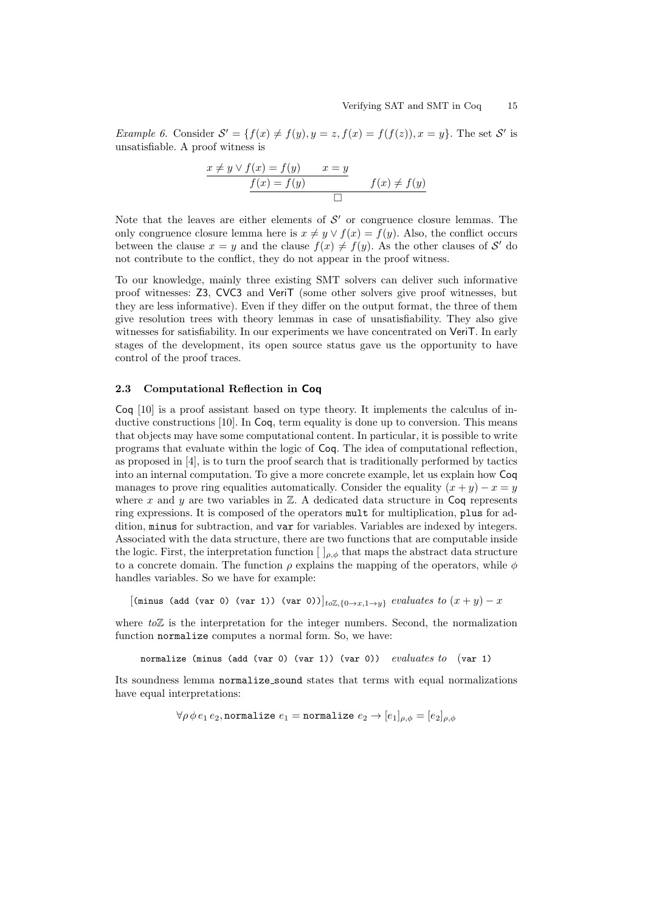*Example 6.* Consider $\mathcal{S}' = \{f(x) \neq f(y), y = z, f(x) = f(f(z)), x = y\}$. The set $\mathcal{S}'$ is unsatisfiable. A proof witness is

$$\cfrac{\cfrac{x \neq y \vee f(x) = f(y) \qquad x = y}{f(x) = f(y)} \qquad f(x) \neq f(y)}{\square}$$

Note that the leaves are either elements of $\mathcal{S}'$ or congruence closure lemmas. The only congruence closure lemma here is $x \neq y \vee f(x) = f(y)$. Also, the conflict occurs between the clause $x = y$ and the clause $f(x) \neq f(y)$. As the other clauses of $\mathcal{S}'$ do not contribute to the conflict, they do not appear in the proof witness.

To our knowledge, mainly three existing SMT solvers can deliver such informative proof witnesses: Z3, CVC3 and VeriT (some other solvers give proof witnesses, but they are less informative). Even if they differ on the output format, the three of them give resolution trees with theory lemmas in case of unsatisfiability. They also give witnesses for satisfiability. In our experiments we have concentrated on VeriT. In early stages of the development, its open source status gave us the opportunity to have control of the proof traces.

### 2.3 Computational Reflection in Coq

Coq [10] is a proof assistant based on type theory. It implements the calculus of inductive constructions [10]. In Coq, term equality is done up to conversion. This means that objects may have some computational content. In particular, it is possible to write programs that evaluate within the logic of Coq. The idea of computational reflection, as proposed in [4], is to turn the proof search that is traditionally performed by tactics into an internal computation. To give a more concrete example, let us explain how Coq manages to prove ring equalities automatically. Consider the equality $(x + y) - x = y$ where $x$ and $y$ are two variables in $\mathbb{Z}$. A dedicated data structure in Coq represents ring expressions. It is composed of the operators `mult` for multiplication, `plus` for addition, `minus` for subtraction, and `var` for variables. Variables are indexed by integers. Associated with the data structure, there are two functions that are computable inside the logic. First, the interpretation function $[\ ]_{\rho,\phi}$ that maps the abstract data structure to a concrete domain. The function $\rho$ explains the mapping of the operators, while $\phi$ handles variables. So we have for example:

$$[\texttt{(minus (add (var 0) (var 1)) (var 0))}]_{to\mathbb{Z},\{0 \to x, 1 \to y\}} \ \textit{evaluates to}\ (x + y) - x$$

where $to\mathbb{Z}$ is the interpretation for the integer numbers. Second, the normalization function `normalize` computes a normal form. So, we have:

$$\texttt{normalize (minus (add (var 0) (var 1)) (var 0))} \quad \textit{evaluates to} \quad \texttt{(var 1)}$$

Its soundness lemma `normalize_sound` states that terms with equal normalizations have equal interpretations:

$$\forall \rho\, \phi\, e_1\, e_2, \texttt{normalize}\ e_1 = \texttt{normalize}\ e_2 \to [e_1]_{\rho,\phi} = [e_2]_{\rho,\phi}$$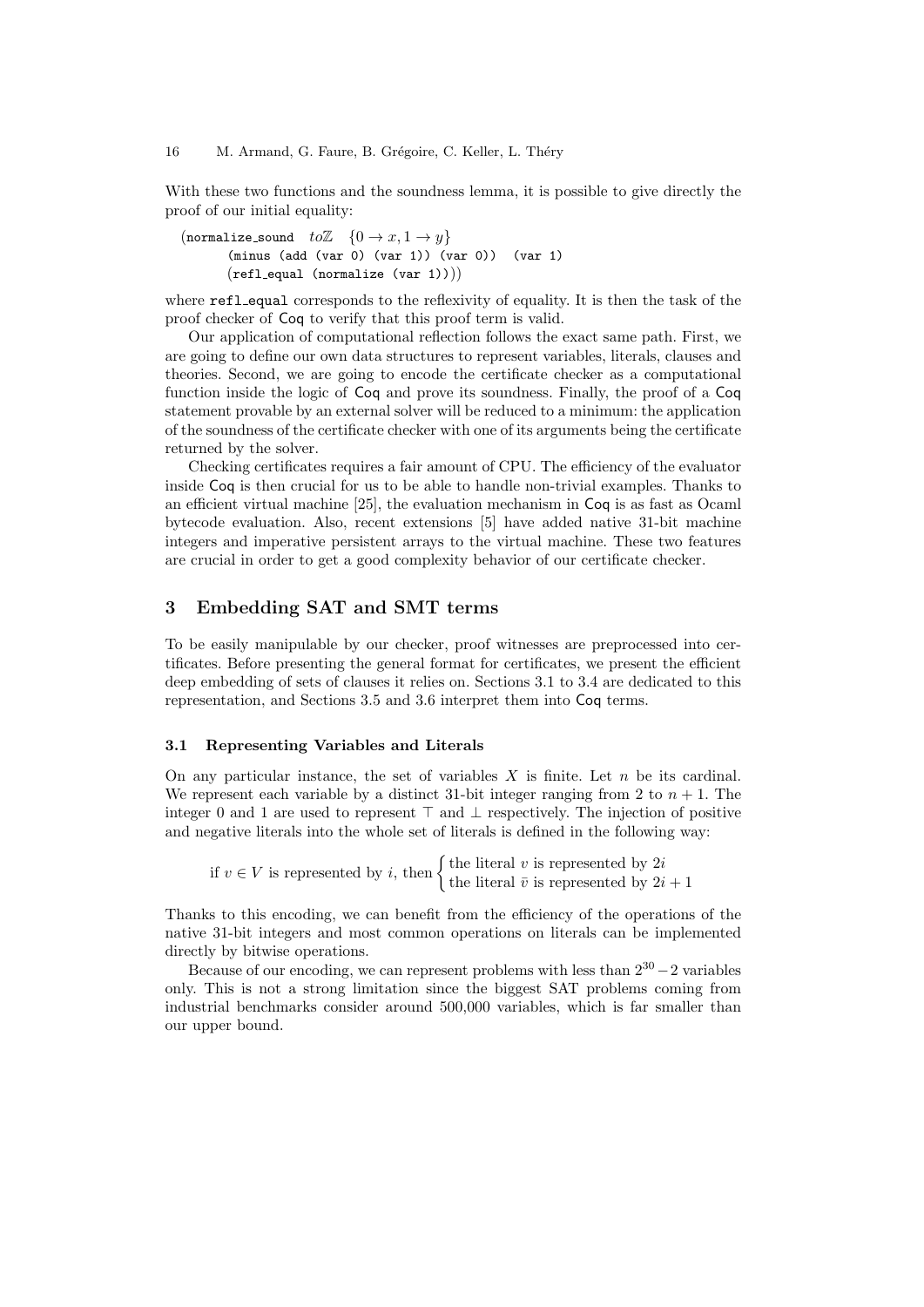With these two functions and the soundness lemma, it is possible to give directly the proof of our initial equality:

```
(normalize_sound  toℤ  {0 → x, 1 → y}
       (minus (add (var 0) (var 1)) (var 0))  (var 1)
       (refl_equal (normalize (var 1))))
```

where `refl_equal` corresponds to the reflexivity of equality. It is then the task of the proof checker of Coq to verify that this proof term is valid.

Our application of computational reflection follows the exact same path. First, we are going to define our own data structures to represent variables, literals, clauses and theories. Second, we are going to encode the certificate checker as a computational function inside the logic of Coq and prove its soundness. Finally, the proof of a Coq statement provable by an external solver will be reduced to a minimum: the application of the soundness of the certificate checker with one of its arguments being the certificate returned by the solver.

Checking certificates requires a fair amount of CPU. The efficiency of the evaluator inside Coq is then crucial for us to be able to handle non-trivial examples. Thanks to an efficient virtual machine [25], the evaluation mechanism in Coq is as fast as Ocaml bytecode evaluation. Also, recent extensions [5] have added native 31-bit machine integers and imperative persistent arrays to the virtual machine. These two features are crucial in order to get a good complexity behavior of our certificate checker.

## 3 Embedding SAT and SMT terms

To be easily manipulable by our checker, proof witnesses are preprocessed into certificates. Before presenting the general format for certificates, we present the efficient deep embedding of sets of clauses it relies on. Sections 3.1 to 3.4 are dedicated to this representation, and Sections 3.5 and 3.6 interpret them into Coq terms.

### 3.1 Representing Variables and Literals

On any particular instance, the set of variables $X$ is finite. Let $n$ be its cardinal. We represent each variable by a distinct 31-bit integer ranging from 2 to $n+1$. The integer 0 and 1 are used to represent $\top$ and $\bot$ respectively. The injection of positive and negative literals into the whole set of literals is defined in the following way:

$$\text{if } v \in V \text{ is represented by } i \text{, then} \begin{cases} \text{the literal } v \text{ is represented by } 2i \\ \text{the literal } \bar{v} \text{ is represented by } 2i+1 \end{cases}$$

Thanks to this encoding, we can benefit from the efficiency of the operations of the native 31-bit integers and most common operations on literals can be implemented directly by bitwise operations.

Because of our encoding, we can represent problems with less than $2^{30}-2$ variables only. This is not a strong limitation since the biggest SAT problems coming from industrial benchmarks consider around 500,000 variables, which is far smaller than our upper bound.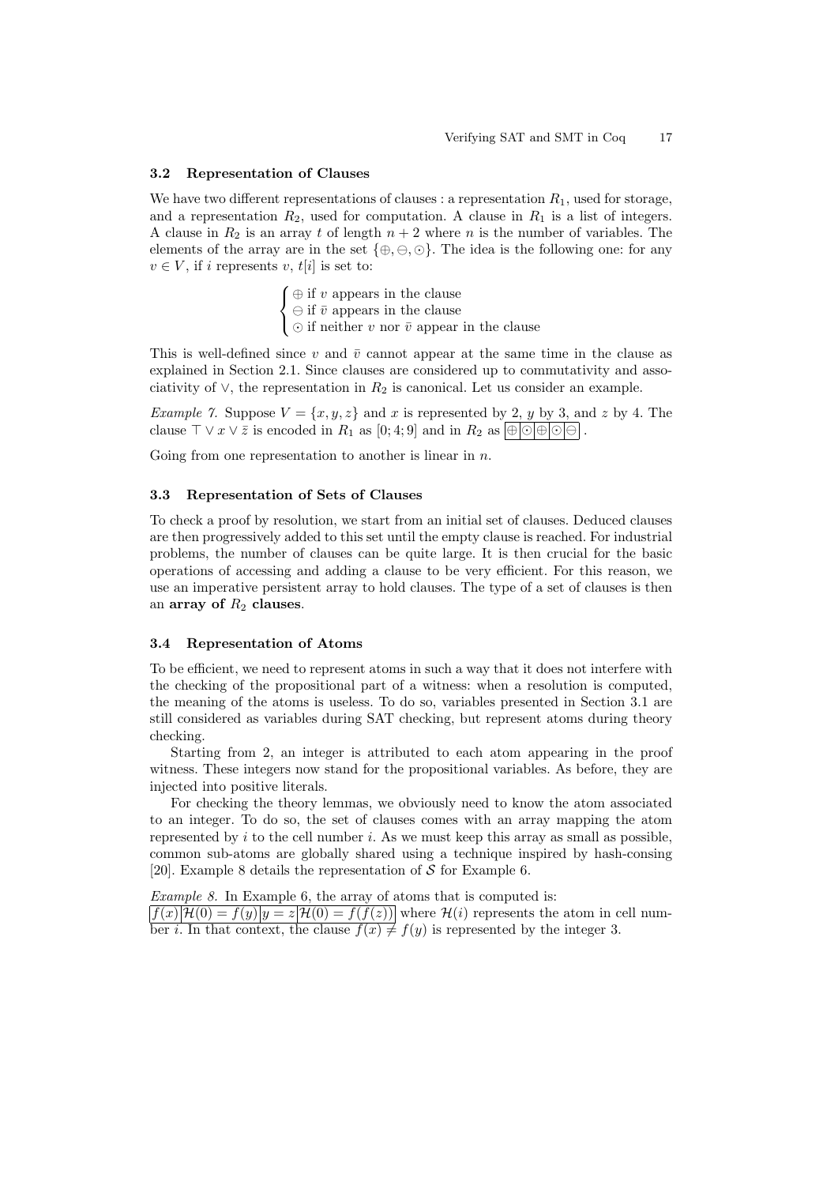### 3.2 Representation of Clauses

We have two different representations of clauses : a representation $R_1$, used for storage, and a representation $R_2$, used for computation. A clause in $R_1$ is a list of integers. A clause in $R_2$ is an array $t$ of length $n+2$ where $n$ is the number of variables. The elements of the array are in the set $\{\oplus, \ominus, \odot\}$. The idea is the following one: for any $v \in V$, if $i$ represents $v$, $t[i]$ is set to:

$$\begin{cases} \oplus \text{ if } v \text{ appears in the clause} \\ \ominus \text{ if } \bar{v} \text{ appears in the clause} \\ \odot \text{ if neither } v \text{ nor } \bar{v} \text{ appear in the clause} \end{cases}$$

This is well-defined since $v$ and $\bar{v}$ cannot appear at the same time in the clause as explained in Section 2.1. Since clauses are considered up to commutativity and associativity of $\vee$, the representation in $R_2$ is canonical. Let us consider an example.

*Example 7.* Suppose $V = \{x, y, z\}$ and $x$ is represented by 2, $y$ by 3, and $z$ by 4. The clause $\top \vee x \vee \bar{z}$ is encoded in $R_1$ as $[0; 4; 9]$ and in $R_2$ as $\boxed{\oplus}\boxed{\odot}\boxed{\oplus}\boxed{\odot}\boxed{\ominus}$ .

Going from one representation to another is linear in $n$.

### 3.3 Representation of Sets of Clauses

To check a proof by resolution, we start from an initial set of clauses. Deduced clauses are then progressively added to this set until the empty clause is reached. For industrial problems, the number of clauses can be quite large. It is then crucial for the basic operations of accessing and adding a clause to be very efficient. For this reason, we use an imperative persistent array to hold clauses. The type of a set of clauses is then an **array of $R_2$ clauses**.

### 3.4 Representation of Atoms

To be efficient, we need to represent atoms in such a way that it does not interfere with the checking of the propositional part of a witness: when a resolution is computed, the meaning of the atoms is useless. To do so, variables presented in Section 3.1 are still considered as variables during SAT checking, but represent atoms during theory checking.

Starting from 2, an integer is attributed to each atom appearing in the proof witness. These integers now stand for the propositional variables. As before, they are injected into positive literals.

For checking the theory lemmas, we obviously need to know the atom associated to an integer. To do so, the set of clauses comes with an array mapping the atom represented by $i$ to the cell number $i$. As we must keep this array as small as possible, common sub-atoms are globally shared using a technique inspired by hash-consing [20]. Example 8 details the representation of $\mathcal{S}$ for Example 6.

*Example 8.* In Example 6, the array of atoms that is computed is:
$\boxed{f(x)}\boxed{\mathcal{H}(0) = f(y)}\boxed{y = z}\boxed{\mathcal{H}(0) = f(f(z))}$ where $\mathcal{H}(i)$ represents the atom in cell number $i$. In that context, the clause $f(x) \neq f(y)$ is represented by the integer 3.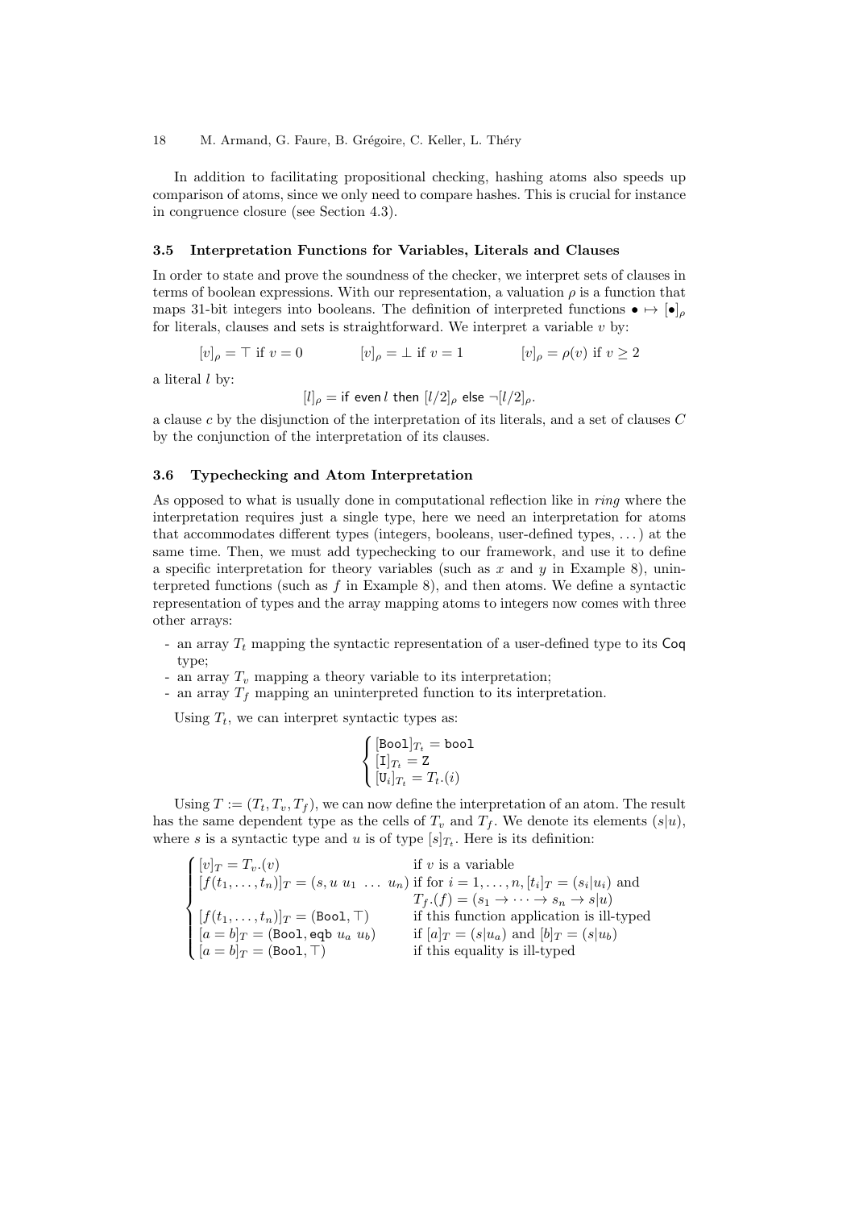In addition to facilitating propositional checking, hashing atoms also speeds up comparison of atoms, since we only need to compare hashes. This is crucial for instance in congruence closure (see Section 4.3).

### 3.5 Interpretation Functions for Variables, Literals and Clauses

In order to state and prove the soundness of the checker, we interpret sets of clauses in terms of boolean expressions. With our representation, a valuation $\rho$ is a function that maps 31-bit integers into booleans. The definition of interpreted functions $\bullet \mapsto [\bullet]_\rho$ for literals, clauses and sets is straightforward. We interpret a variable $v$ by:

$$[v]_\rho = \top \text{ if } v = 0 \qquad [v]_\rho = \bot \text{ if } v = 1 \qquad [v]_\rho = \rho(v) \text{ if } v \geq 2$$

a literal $l$ by:

$$[l]_\rho = \mathsf{if\ even}\, l \ \mathsf{then}\ [l/2]_\rho \ \mathsf{else}\ \neg[l/2]_\rho.$$

a clause $c$ by the disjunction of the interpretation of its literals, and a set of clauses $C$ by the conjunction of the interpretation of its clauses.

### 3.6 Typechecking and Atom Interpretation

As opposed to what is usually done in computational reflection like in *ring* where the interpretation requires just a single type, here we need an interpretation for atoms that accommodates different types (integers, booleans, user-defined types, ...) at the same time. Then, we must add typechecking to our framework, and use it to define a specific interpretation for theory variables (such as $x$ and $y$ in Example 8), uninterpreted functions (such as $f$ in Example 8), and then atoms. We define a syntactic representation of types and the array mapping atoms to integers now comes with three other arrays:

- an array $T_t$ mapping the syntactic representation of a user-defined type to its Coq type;
- an array $T_v$ mapping a theory variable to its interpretation;
- an array $T_f$ mapping an uninterpreted function to its interpretation.

Using $T_t$, we can interpret syntactic types as:

$$\begin{cases} [\mathtt{Bool}]_{T_t} = \mathtt{bool} \\ [\mathtt{I}]_{T_t} = \mathtt{Z} \\ [\mathtt{U}_i]_{T_t} = T_t.(i) \end{cases}$$

Using $T := (T_t, T_v, T_f)$, we can now define the interpretation of an atom. The result has the same dependent type as the cells of $T_v$ and $T_f$. We denote its elements $(s|u)$, where $s$ is a syntactic type and $u$ is of type $[s]_{T_t}$. Here is its definition:

$$\begin{cases} [v]_T = T_v.(v) & \text{if } v \text{ is a variable} \\ [f(t_1, \ldots, t_n)]_T = (s, u\ u_1\ \ldots\ u_n) & \text{if for } i = 1, \ldots, n, [t_i]_T = (s_i|u_i) \text{ and} \\ & T_f.(f) = (s_1 \to \cdots \to s_n \to s|u) \\ [f(t_1, \ldots, t_n)]_T = (\mathtt{Bool}, \top) & \text{if this function application is ill-typed} \\ [a = b]_T = (\mathtt{Bool}, \mathtt{eqb}\ u_a\ u_b) & \text{if } [a]_T = (s|u_a) \text{ and } [b]_T = (s|u_b) \\ [a = b]_T = (\mathtt{Bool}, \top) & \text{if this equality is ill-typed} \end{cases}$$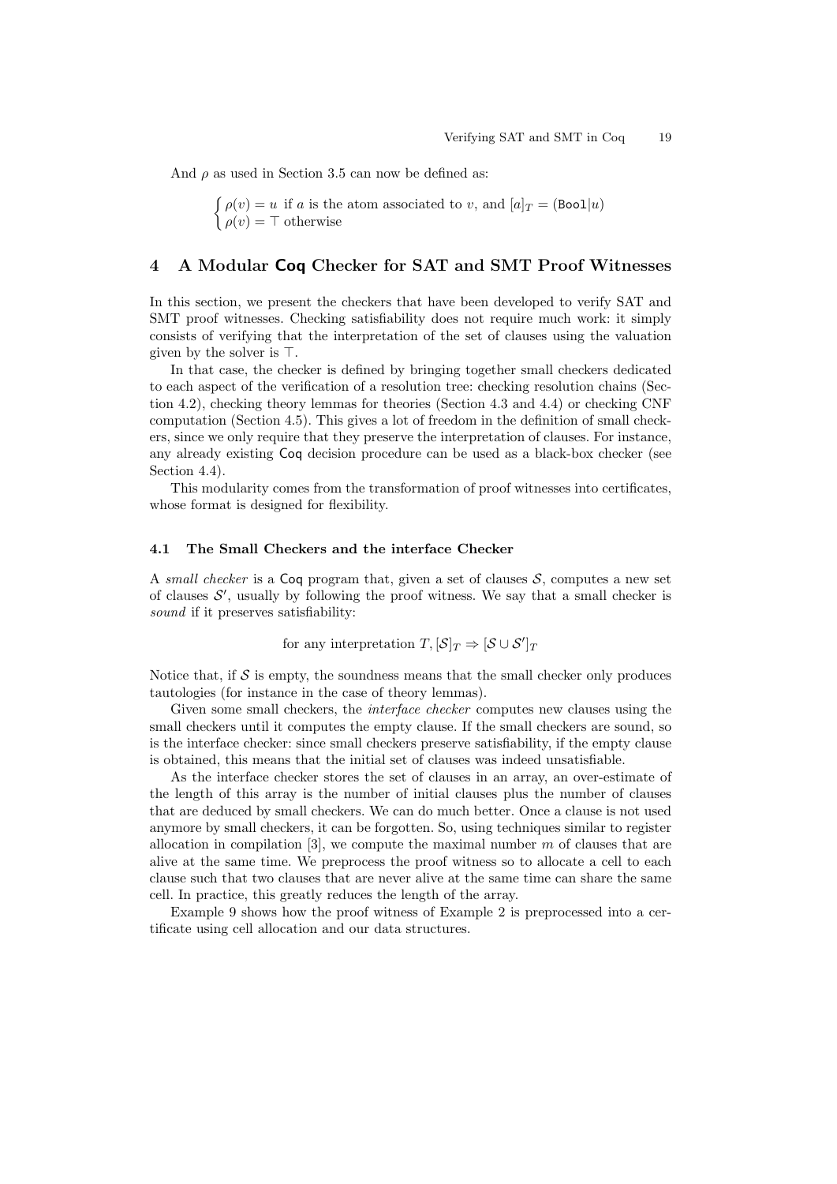And $\rho$ as used in Section 3.5 can now be defined as:

$$\begin{cases} \rho(v) = u \text{ if } a \text{ is the atom associated to } v \text{, and } [a]_T = (\texttt{Bool}|u) \\ \rho(v) = \top \text{ otherwise} \end{cases}$$

# 4 A Modular **Coq** Checker for SAT and SMT Proof Witnesses

In this section, we present the checkers that have been developed to verify SAT and SMT proof witnesses. Checking satisfiability does not require much work: it simply consists of verifying that the interpretation of the set of clauses using the valuation given by the solver is $\top$.

In that case, the checker is defined by bringing together small checkers dedicated to each aspect of the verification of a resolution tree: checking resolution chains (Section 4.2), checking theory lemmas for theories (Section 4.3 and 4.4) or checking CNF computation (Section 4.5). This gives a lot of freedom in the definition of small checkers, since we only require that they preserve the interpretation of clauses. For instance, any already existing Coq decision procedure can be used as a black-box checker (see Section 4.4).

This modularity comes from the transformation of proof witnesses into certificates, whose format is designed for flexibility.

## 4.1 The Small Checkers and the interface Checker

A *small checker* is a Coq program that, given a set of clauses $\mathcal{S}$, computes a new set of clauses $\mathcal{S}'$, usually by following the proof witness. We say that a small checker is *sound* if it preserves satisfiability:

$$\text{for any interpretation } T, [\mathcal{S}]_T \Rightarrow [\mathcal{S} \cup \mathcal{S}']_T$$

Notice that, if $\mathcal{S}$ is empty, the soundness means that the small checker only produces tautologies (for instance in the case of theory lemmas).

Given some small checkers, the *interface checker* computes new clauses using the small checkers until it computes the empty clause. If the small checkers are sound, so is the interface checker: since small checkers preserve satisfiability, if the empty clause is obtained, this means that the initial set of clauses was indeed unsatisfiable.

As the interface checker stores the set of clauses in an array, an over-estimate of the length of this array is the number of initial clauses plus the number of clauses that are deduced by small checkers. We can do much better. Once a clause is not used anymore by small checkers, it can be forgotten. So, using techniques similar to register allocation in compilation [3], we compute the maximal number $m$ of clauses that are alive at the same time. We preprocess the proof witness so to allocate a cell to each clause such that two clauses that are never alive at the same time can share the same cell. In practice, this greatly reduces the length of the array.

Example 9 shows how the proof witness of Example 2 is preprocessed into a certificate using cell allocation and our data structures.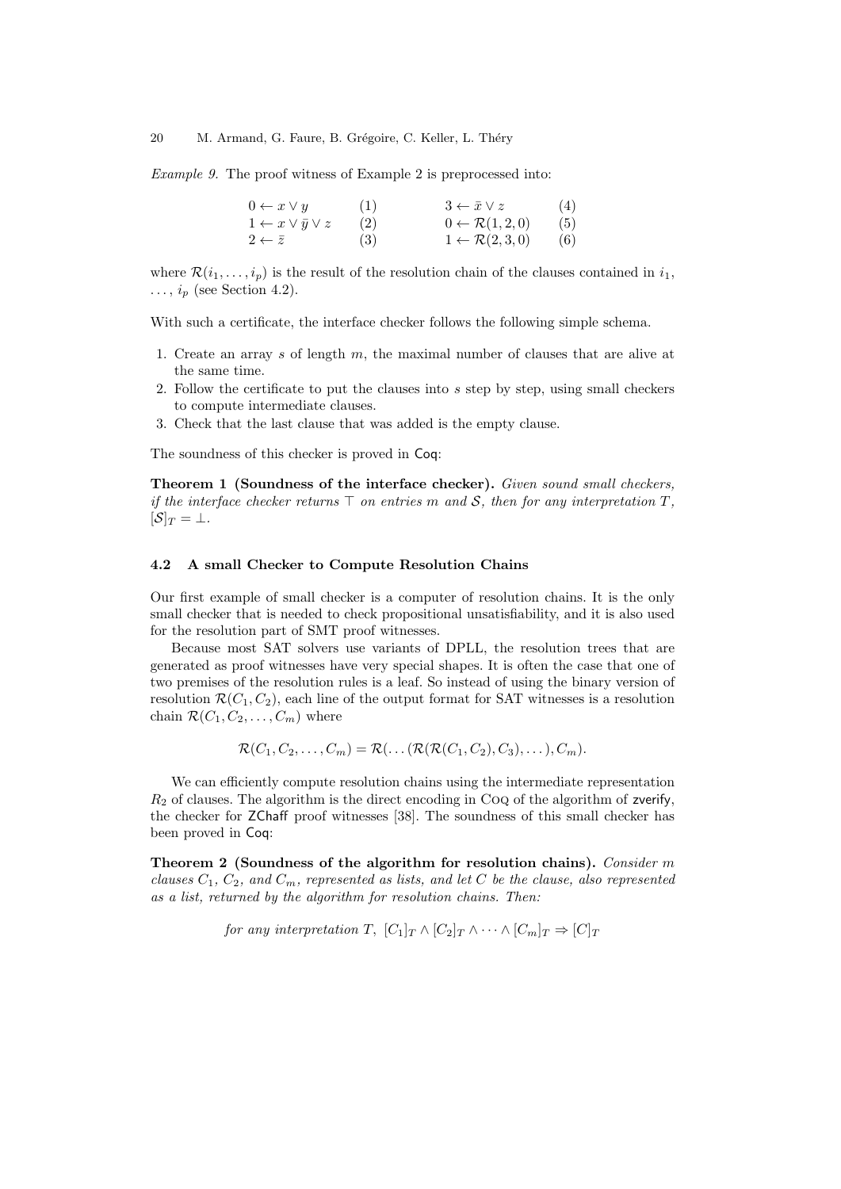*Example 9.* The proof witness of Example 2 is preprocessed into:

| | | | |
|---|---|---|---|
| $0 \leftarrow x \vee y$ | (1) | $3 \leftarrow \bar{x} \vee z$ | (4) |
| $1 \leftarrow x \vee \bar{y} \vee z$ | (2) | $0 \leftarrow \mathcal{R}(1, 2, 0)$ | (5) |
| $2 \leftarrow \bar{z}$ | (3) | $1 \leftarrow \mathcal{R}(2, 3, 0)$ | (6) |

where $\mathcal{R}(i_1, \ldots, i_p)$ is the result of the resolution chain of the clauses contained in $i_1$, $\ldots$, $i_p$ (see Section 4.2).

With such a certificate, the interface checker follows the following simple schema.

1. Create an array $s$ of length $m$, the maximal number of clauses that are alive at the same time.
2. Follow the certificate to put the clauses into $s$ step by step, using small checkers to compute intermediate clauses.
3. Check that the last clause that was added is the empty clause.

The soundness of this checker is proved in Coq:

**Theorem 1 (Soundness of the interface checker).** *Given sound small checkers, if the interface checker returns $\top$ on entries $m$ and $\mathcal{S}$, then for any interpretation $T$, $[\mathcal{S}]_T = \bot$.*

### 4.2 A small Checker to Compute Resolution Chains

Our first example of small checker is a computer of resolution chains. It is the only small checker that is needed to check propositional unsatisfiability, and it is also used for the resolution part of SMT proof witnesses.

Because most SAT solvers use variants of DPLL, the resolution trees that are generated as proof witnesses have very special shapes. It is often the case that one of two premises of the resolution rules is a leaf. So instead of using the binary version of resolution $\mathcal{R}(C_1, C_2)$, each line of the output format for SAT witnesses is a resolution chain $\mathcal{R}(C_1, C_2, \ldots, C_m)$ where

$$\mathcal{R}(C_1, C_2, \ldots, C_m) = \mathcal{R}(\ldots(\mathcal{R}(\mathcal{R}(C_1, C_2), C_3), \ldots), C_m).$$

We can efficiently compute resolution chains using the intermediate representation $R_2$ of clauses. The algorithm is the direct encoding in Coq of the algorithm of zverify, the checker for ZChaff proof witnesses [38]. The soundness of this small checker has been proved in Coq:

**Theorem 2 (Soundness of the algorithm for resolution chains).** *Consider $m$ clauses $C_1$, $C_2$, and $C_m$, represented as lists, and let $C$ be the clause, also represented as a list, returned by the algorithm for resolution chains. Then:*

$$\textit{for any interpretation } T,\ [C_1]_T \wedge [C_2]_T \wedge \cdots \wedge [C_m]_T \Rightarrow [C]_T$$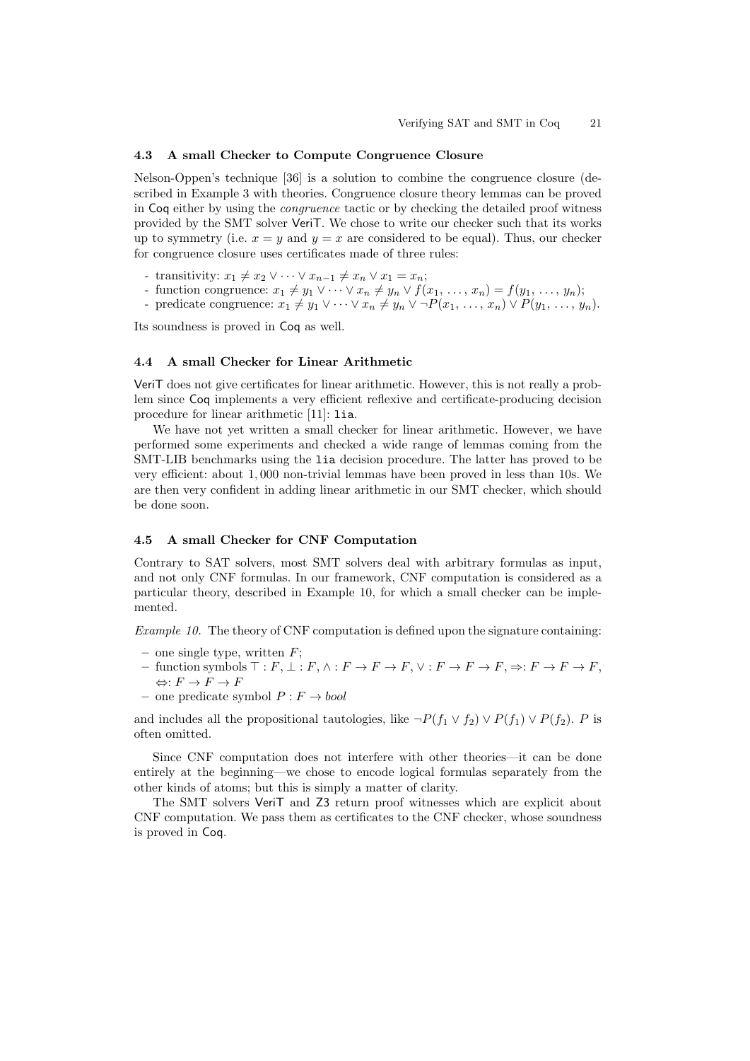### 4.3 A small Checker to Compute Congruence Closure

Nelson-Oppen's technique [36] is a solution to combine the congruence closure (described in Example 3 with theories. Congruence closure theory lemmas can be proved in Coq either by using the *congruence* tactic or by checking the detailed proof witness provided by the SMT solver VeriT. We chose to write our checker such that its works up to symmetry (i.e. $x = y$ and $y = x$ are considered to be equal). Thus, our checker for congruence closure uses certificates made of three rules:

- transitivity: $x_1 \neq x_2 \vee \cdots \vee x_{n-1} \neq x_n \vee x_1 = x_n$;
- function congruence: $x_1 \neq y_1 \vee \cdots \vee x_n \neq y_n \vee f(x_1, \ldots, x_n) = f(y_1, \ldots, y_n)$;
- predicate congruence: $x_1 \neq y_1 \vee \cdots \vee x_n \neq y_n \vee \neg P(x_1, \ldots, x_n) \vee P(y_1, \ldots, y_n)$.

Its soundness is proved in Coq as well.

### 4.4 A small Checker for Linear Arithmetic

VeriT does not give certificates for linear arithmetic. However, this is not really a problem since Coq implements a very efficient reflexive and certificate-producing decision procedure for linear arithmetic [11]: `lia`.

We have not yet written a small checker for linear arithmetic. However, we have performed some experiments and checked a wide range of lemmas coming from the SMT-LIB benchmarks using the `lia` decision procedure. The latter has proved to be very efficient: about 1,000 non-trivial lemmas have been proved in less than 10s. We are then very confident in adding linear arithmetic in our SMT checker, which should be done soon.

### 4.5 A small Checker for CNF Computation

Contrary to SAT solvers, most SMT solvers deal with arbitrary formulas as input, and not only CNF formulas. In our framework, CNF computation is considered as a particular theory, described in Example 10, for which a small checker can be implemented.

*Example 10.* The theory of CNF computation is defined upon the signature containing:

- one single type, written $F$;
- function symbols $\top : F$, $\bot : F$, $\wedge : F \rightarrow F \rightarrow F$, $\vee : F \rightarrow F \rightarrow F$, $\Rightarrow : F \rightarrow F \rightarrow F$, $\Leftrightarrow : F \rightarrow F \rightarrow F$
- one predicate symbol $P : F \rightarrow \mathit{bool}$

and includes all the propositional tautologies, like $\neg P(f_1 \vee f_2) \vee P(f_1) \vee P(f_2)$. $P$ is often omitted.

Since CNF computation does not interfere with other theories—it can be done entirely at the beginning—we chose to encode logical formulas separately from the other kinds of atoms; but this is simply a matter of clarity.

The SMT solvers VeriT and Z3 return proof witnesses which are explicit about CNF computation. We pass them as certificates to the CNF checker, whose soundness is proved in Coq.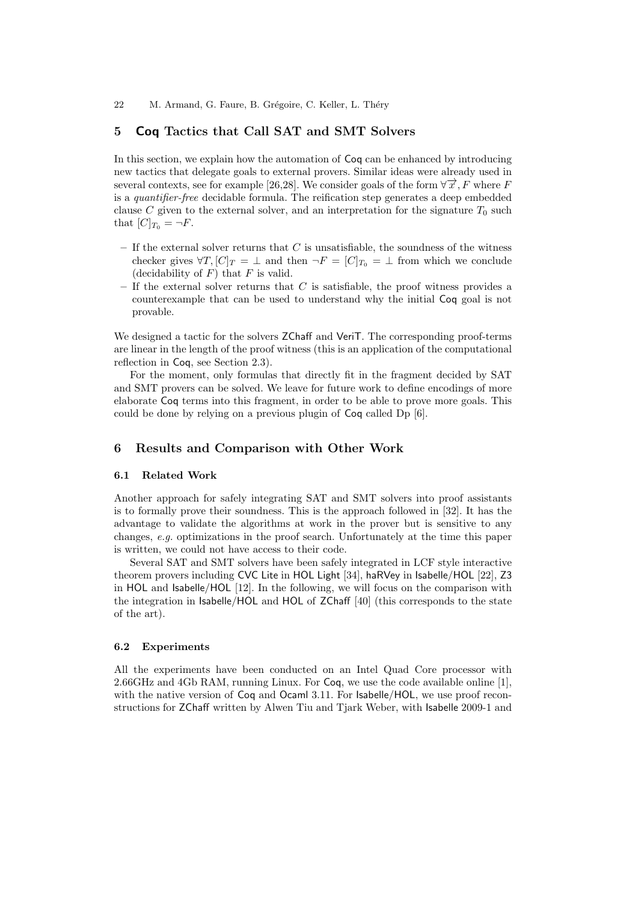## 5 Coq Tactics that Call SAT and SMT Solvers

In this section, we explain how the automation of Coq can be enhanced by introducing new tactics that delegate goals to external provers. Similar ideas were already used in several contexts, see for example [26,28]. We consider goals of the form $\forall \overrightarrow{x}, F$ where $F$ is a *quantifier-free* decidable formula. The reification step generates a deep embedded clause $C$ given to the external solver, and an interpretation for the signature $T_0$ such that $[C]_{T_0} = \neg F$.

- If the external solver returns that $C$ is unsatisfiable, the soundness of the witness checker gives $\forall T, [C]_T = \bot$ and then $\neg F = [C]_{T_0} = \bot$ from which we conclude (decidability of $F$) that $F$ is valid.
- If the external solver returns that $C$ is satisfiable, the proof witness provides a counterexample that can be used to understand why the initial Coq goal is not provable.

We designed a tactic for the solvers ZChaff and VeriT. The corresponding proof-terms are linear in the length of the proof witness (this is an application of the computational reflection in Coq, see Section 2.3).

For the moment, only formulas that directly fit in the fragment decided by SAT and SMT provers can be solved. We leave for future work to define encodings of more elaborate Coq terms into this fragment, in order to be able to prove more goals. This could be done by relying on a previous plugin of Coq called Dp [6].

## 6 Results and Comparison with Other Work

### 6.1 Related Work

Another approach for safely integrating SAT and SMT solvers into proof assistants is to formally prove their soundness. This is the approach followed in [32]. It has the advantage to validate the algorithms at work in the prover but is sensitive to any changes, *e.g.* optimizations in the proof search. Unfortunately at the time this paper is written, we could not have access to their code.

Several SAT and SMT solvers have been safely integrated in LCF style interactive theorem provers including CVC Lite in HOL Light [34], haRVey in Isabelle/HOL [22], Z3 in HOL and Isabelle/HOL [12]. In the following, we will focus on the comparison with the integration in Isabelle/HOL and HOL of ZChaff [40] (this corresponds to the state of the art).

### 6.2 Experiments

All the experiments have been conducted on an Intel Quad Core processor with 2.66GHz and 4Gb RAM, running Linux. For Coq, we use the code available online [1], with the native version of Coq and Ocaml 3.11. For Isabelle/HOL, we use proof reconstructions for ZChaff written by Alwen Tiu and Tjark Weber, with Isabelle 2009-1 and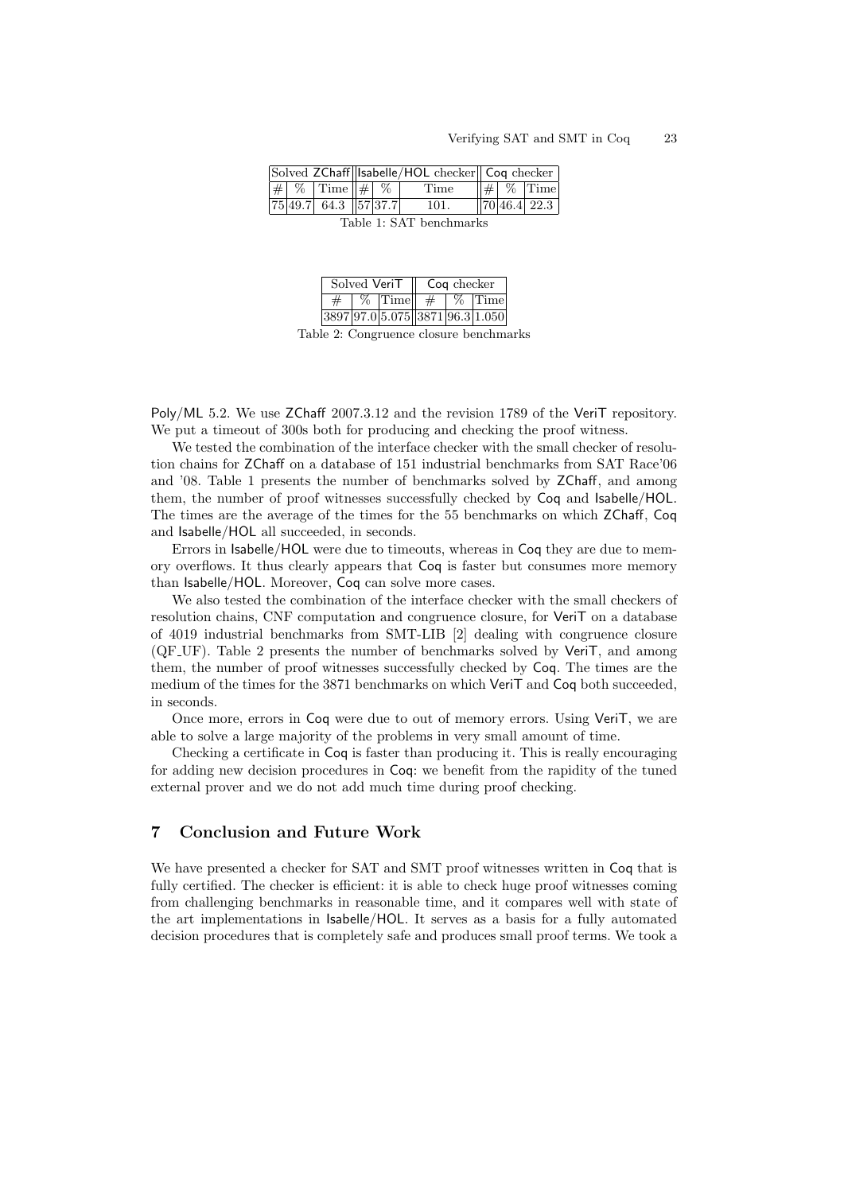| Solved ZChaff | | | Isabelle/HOL checker | | | Coq checker | | |
|---|---|---|---|---|---|---|---|---|
| # | % | Time | # | % | Time | # | % | Time |
| 75 | 49.7 | 64.3 | 57 | 37.7 | 101. | 70 | 46.4 | 22.3 |

Table 1: SAT benchmarks

| Solved VeriT | | | Coq checker | | |
|---|---|---|---|---|---|
| # | % | Time | # | % | Time |
| 3897 | 97.0 | 5.075 | 3871 | 96.3 | 1.050 |

Table 2: Congruence closure benchmarks

Poly/ML 5.2. We use ZChaff 2007.3.12 and the revision 1789 of the VeriT repository. We put a timeout of 300s both for producing and checking the proof witness.

We tested the combination of the interface checker with the small checker of resolution chains for ZChaff on a database of 151 industrial benchmarks from SAT Race'06 and '08. Table 1 presents the number of benchmarks solved by ZChaff, and among them, the number of proof witnesses successfully checked by Coq and Isabelle/HOL. The times are the average of the times for the 55 benchmarks on which ZChaff, Coq and Isabelle/HOL all succeeded, in seconds.

Errors in Isabelle/HOL were due to timeouts, whereas in Coq they are due to memory overflows. It thus clearly appears that Coq is faster but consumes more memory than Isabelle/HOL. Moreover, Coq can solve more cases.

We also tested the combination of the interface checker with the small checkers of resolution chains, CNF computation and congruence closure, for VeriT on a database of 4019 industrial benchmarks from SMT-LIB [2] dealing with congruence closure (QF_UF). Table 2 presents the number of benchmarks solved by VeriT, and among them, the number of proof witnesses successfully checked by Coq. The times are the medium of the times for the 3871 benchmarks on which VeriT and Coq both succeeded, in seconds.

Once more, errors in Coq were due to out of memory errors. Using VeriT, we are able to solve a large majority of the problems in very small amount of time.

Checking a certificate in Coq is faster than producing it. This is really encouraging for adding new decision procedures in Coq: we benefit from the rapidity of the tuned external prover and we do not add much time during proof checking.

## 7 Conclusion and Future Work

We have presented a checker for SAT and SMT proof witnesses written in Coq that is fully certified. The checker is efficient: it is able to check huge proof witnesses coming from challenging benchmarks in reasonable time, and it compares well with state of the art implementations in Isabelle/HOL. It serves as a basis for a fully automated decision procedures that is completely safe and produces small proof terms. We took a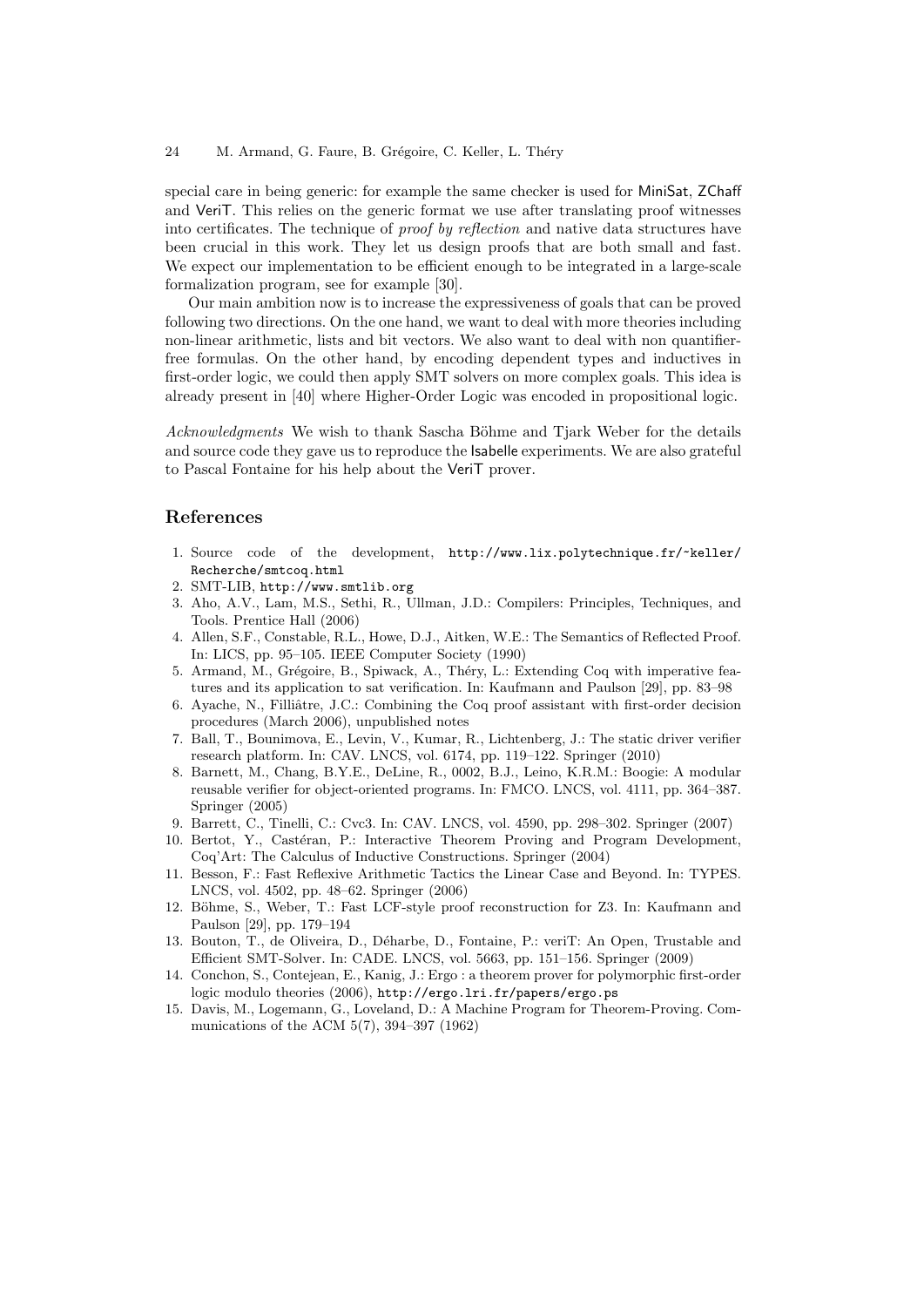special care in being generic: for example the same checker is used for MiniSat, ZChaff and VeriT. This relies on the generic format we use after translating proof witnesses into certificates. The technique of *proof by reflection* and native data structures have been crucial in this work. They let us design proofs that are both small and fast. We expect our implementation to be efficient enough to be integrated in a large-scale formalization program, see for example [30].

Our main ambition now is to increase the expressiveness of goals that can be proved following two directions. On the one hand, we want to deal with more theories including non-linear arithmetic, lists and bit vectors. We also want to deal with non quantifier-free formulas. On the other hand, by encoding dependent types and inductives in first-order logic, we could then apply SMT solvers on more complex goals. This idea is already present in [40] where Higher-Order Logic was encoded in propositional logic.

*Acknowledgments* We wish to thank Sascha Böhme and Tjark Weber for the details and source code they gave us to reproduce the Isabelle experiments. We are also grateful to Pascal Fontaine for his help about the VeriT prover.

## References

1. Source code of the development, `http://www.lix.polytechnique.fr/~keller/Recherche/smtcoq.html`
2. SMT-LIB, `http://www.smtlib.org`
3. Aho, A.V., Lam, M.S., Sethi, R., Ullman, J.D.: Compilers: Principles, Techniques, and Tools. Prentice Hall (2006)
4. Allen, S.F., Constable, R.L., Howe, D.J., Aitken, W.E.: The Semantics of Reflected Proof. In: LICS, pp. 95–105. IEEE Computer Society (1990)
5. Armand, M., Grégoire, B., Spiwack, A., Théry, L.: Extending Coq with imperative features and its application to sat verification. In: Kaufmann and Paulson [29], pp. 83–98
6. Ayache, N., Filliâtre, J.C.: Combining the Coq proof assistant with first-order decision procedures (March 2006), unpublished notes
7. Ball, T., Bounimova, E., Levin, V., Kumar, R., Lichtenberg, J.: The static driver verifier research platform. In: CAV. LNCS, vol. 6174, pp. 119–122. Springer (2010)
8. Barnett, M., Chang, B.Y.E., DeLine, R., 0002, B.J., Leino, K.R.M.: Boogie: A modular reusable verifier for object-oriented programs. In: FMCO. LNCS, vol. 4111, pp. 364–387. Springer (2005)
9. Barrett, C., Tinelli, C.: Cvc3. In: CAV. LNCS, vol. 4590, pp. 298–302. Springer (2007)
10. Bertot, Y., Castéran, P.: Interactive Theorem Proving and Program Development, Coq'Art: The Calculus of Inductive Constructions. Springer (2004)
11. Besson, F.: Fast Reflexive Arithmetic Tactics the Linear Case and Beyond. In: TYPES. LNCS, vol. 4502, pp. 48–62. Springer (2006)
12. Böhme, S., Weber, T.: Fast LCF-style proof reconstruction for Z3. In: Kaufmann and Paulson [29], pp. 179–194
13. Bouton, T., de Oliveira, D., Déharbe, D., Fontaine, P.: veriT: An Open, Trustable and Efficient SMT-Solver. In: CADE. LNCS, vol. 5663, pp. 151–156. Springer (2009)
14. Conchon, S., Contejean, E., Kanig, J.: Ergo : a theorem prover for polymorphic first-order logic modulo theories (2006), `http://ergo.lri.fr/papers/ergo.ps`
15. Davis, M., Logemann, G., Loveland, D.: A Machine Program for Theorem-Proving. Communications of the ACM 5(7), 394–397 (1962)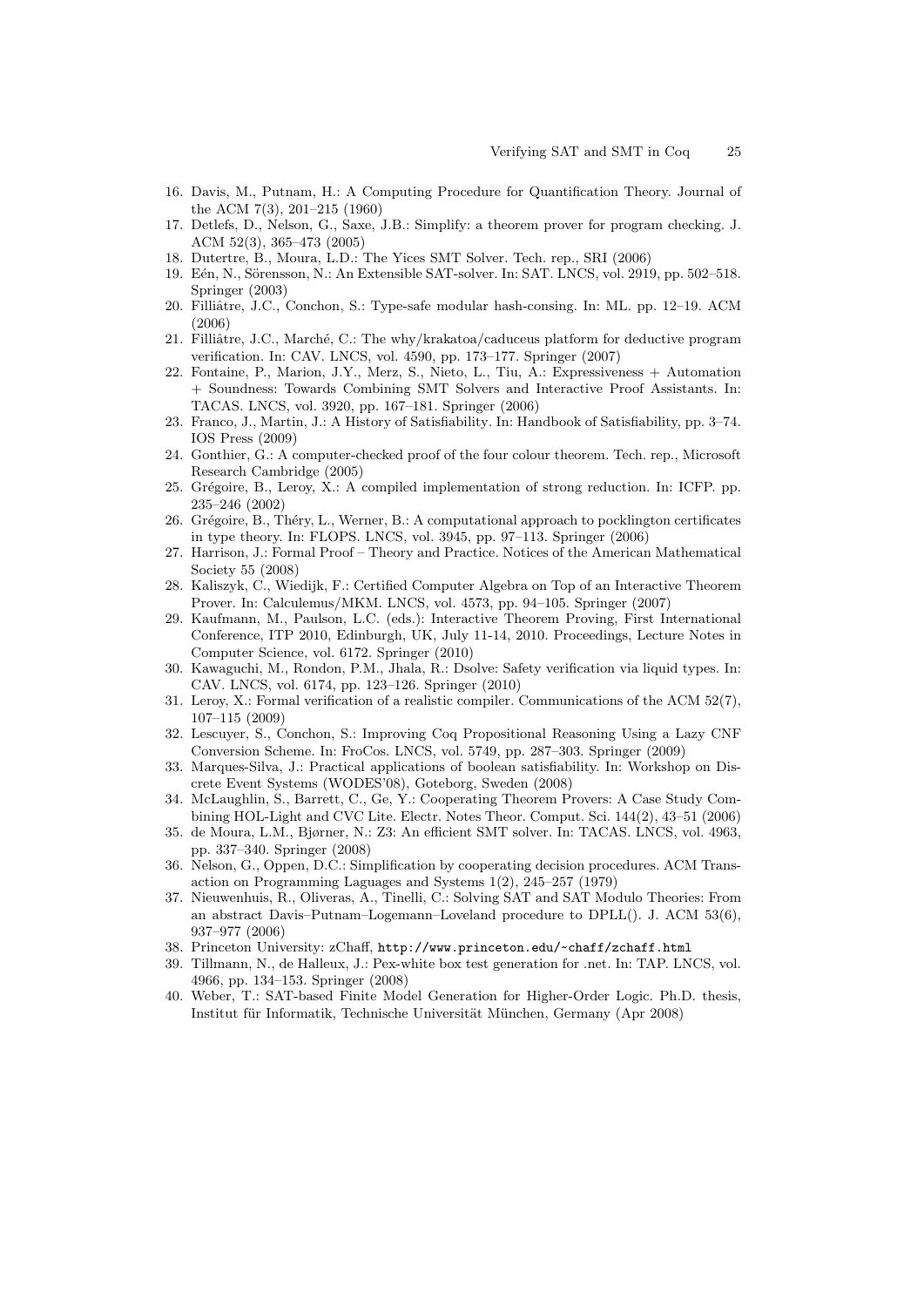16. Davis, M., Putnam, H.: A Computing Procedure for Quantification Theory. Journal of the ACM 7(3), 201–215 (1960)
17. Detlefs, D., Nelson, G., Saxe, J.B.: Simplify: a theorem prover for program checking. J. ACM 52(3), 365–473 (2005)
18. Dutertre, B., Moura, L.D.: The Yices SMT Solver. Tech. rep., SRI (2006)
19. Eén, N., Sörensson, N.: An Extensible SAT-solver. In: SAT. LNCS, vol. 2919, pp. 502–518. Springer (2003)
20. Filliâtre, J.C., Conchon, S.: Type-safe modular hash-consing. In: ML. pp. 12–19. ACM (2006)
21. Filliâtre, J.C., Marché, C.: The why/krakatoa/caduceus platform for deductive program verification. In: CAV. LNCS, vol. 4590, pp. 173–177. Springer (2007)
22. Fontaine, P., Marion, J.Y., Merz, S., Nieto, L., Tiu, A.: Expressiveness + Automation + Soundness: Towards Combining SMT Solvers and Interactive Proof Assistants. In: TACAS. LNCS, vol. 3920, pp. 167–181. Springer (2006)
23. Franco, J., Martin, J.: A History of Satisfiability. In: Handbook of Satisfiability, pp. 3–74. IOS Press (2009)
24. Gonthier, G.: A computer-checked proof of the four colour theorem. Tech. rep., Microsoft Research Cambridge (2005)
25. Grégoire, B., Leroy, X.: A compiled implementation of strong reduction. In: ICFP. pp. 235–246 (2002)
26. Grégoire, B., Théry, L., Werner, B.: A computational approach to pocklington certificates in type theory. In: FLOPS. LNCS, vol. 3945, pp. 97–113. Springer (2006)
27. Harrison, J.: Formal Proof – Theory and Practice. Notices of the American Mathematical Society 55 (2008)
28. Kaliszyk, C., Wiedijk, F.: Certified Computer Algebra on Top of an Interactive Theorem Prover. In: Calculemus/MKM. LNCS, vol. 4573, pp. 94–105. Springer (2007)
29. Kaufmann, M., Paulson, L.C. (eds.): Interactive Theorem Proving, First International Conference, ITP 2010, Edinburgh, UK, July 11-14, 2010. Proceedings, Lecture Notes in Computer Science, vol. 6172. Springer (2010)
30. Kawaguchi, M., Rondon, P.M., Jhala, R.: Dsolve: Safety verification via liquid types. In: CAV. LNCS, vol. 6174, pp. 123–126. Springer (2010)
31. Leroy, X.: Formal verification of a realistic compiler. Communications of the ACM 52(7), 107–115 (2009)
32. Lescuyer, S., Conchon, S.: Improving Coq Propositional Reasoning Using a Lazy CNF Conversion Scheme. In: FroCos. LNCS, vol. 5749, pp. 287–303. Springer (2009)
33. Marques-Silva, J.: Practical applications of boolean satisfiability. In: Workshop on Discrete Event Systems (WODES'08), Goteborg, Sweden (2008)
34. McLaughlin, S., Barrett, C., Ge, Y.: Cooperating Theorem Provers: A Case Study Combining HOL-Light and CVC Lite. Electr. Notes Theor. Comput. Sci. 144(2), 43–51 (2006)
35. de Moura, L.M., Bjørner, N.: Z3: An efficient SMT solver. In: TACAS. LNCS, vol. 4963, pp. 337–340. Springer (2008)
36. Nelson, G., Oppen, D.C.: Simplification by cooperating decision procedures. ACM Transaction on Programming Laguages and Systems 1(2), 245–257 (1979)
37. Nieuwenhuis, R., Oliveras, A., Tinelli, C.: Solving SAT and SAT Modulo Theories: From an abstract Davis–Putnam–Logemann–Loveland procedure to DPLL(). J. ACM 53(6), 937–977 (2006)
38. Princeton University: zChaff, http://www.princeton.edu/~chaff/zchaff.html
39. Tillmann, N., de Halleux, J.: Pex-white box test generation for .net. In: TAP. LNCS, vol. 4966, pp. 134–153. Springer (2008)
40. Weber, T.: SAT-based Finite Model Generation for Higher-Order Logic. Ph.D. thesis, Institut für Informatik, Technische Universität München, Germany (Apr 2008)